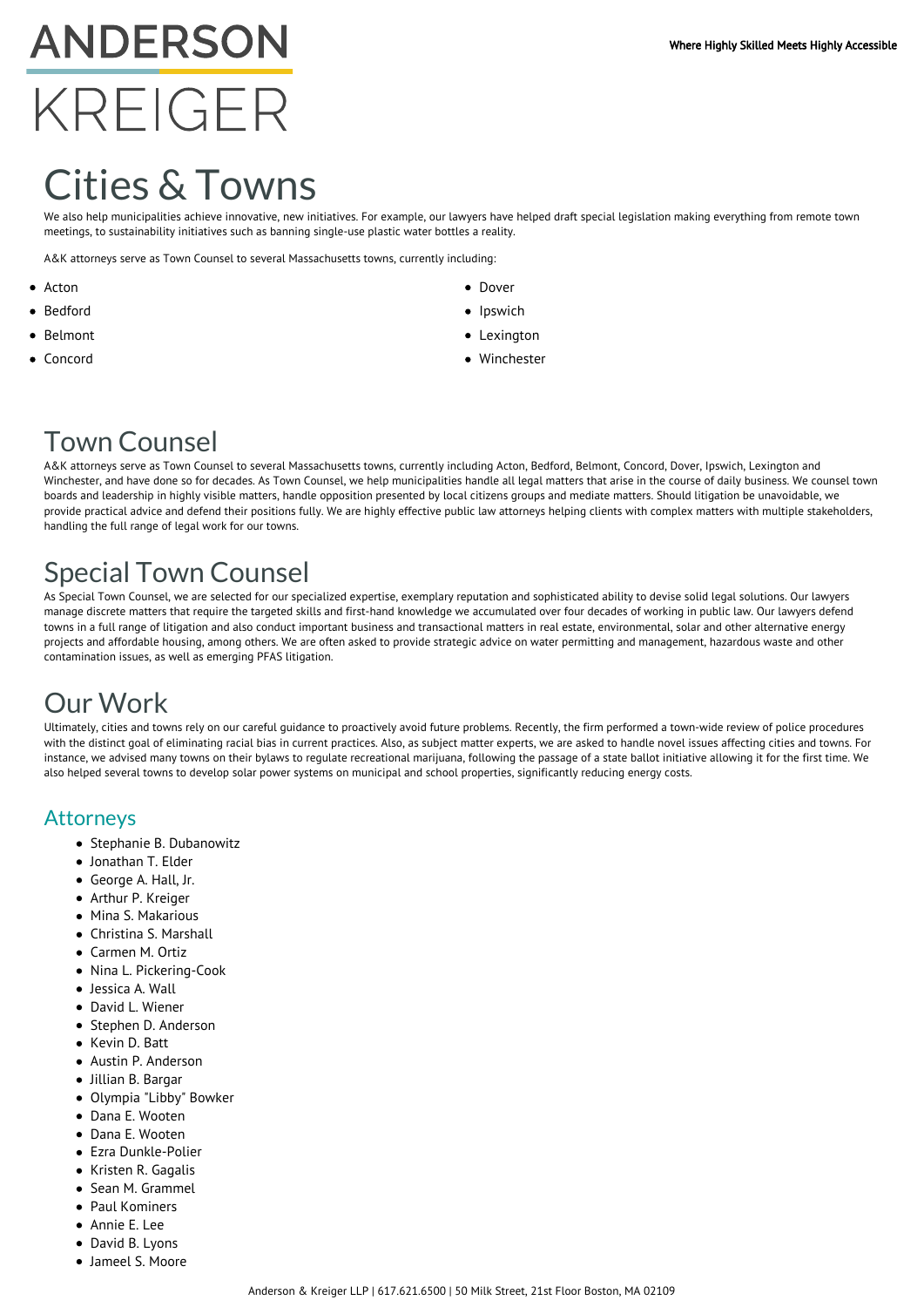# Cities & Towns

We also help municipalities achieve innovative, new initiatives. For example, our lawyers have helped draft special legislation making everything from remote town meetings, to sustainability initiatives such as banning single-use plastic water bottles a reality.

A&K attorneys serve as Town Counsel to several Massachusetts towns, currently including:

- Acton
- Bedford
- Belmont
- Concord
- Dover
- Ipswich
- Lexington
- Winchester

## Town Counsel

A&K attorneys serve as Town Counsel to several Massachusetts towns, currently including Acton, Bedford, Belmont, Concord, Dover, Ipswich, Lexington and Winchester, and have done so for decades. As Town Counsel, we help municipalities handle all legal matters that arise in the course of daily business. We counsel town boards and leadership in highly visible matters, handle opposition presented by local citizens groups and mediate matters. Should litigation be unavoidable, we provide practical advice and defend their positions fully. We are highly effective public law attorneys helping clients with complex matters with multiple stakeholders, handling the full range of legal work for our towns.

## Special Town Counsel

As Special Town Counsel, we are selected for our specialized expertise, exemplary reputation and sophisticated ability to devise solid legal solutions. Our lawyers manage discrete matters that require the targeted skills and first-hand knowledge we accumulated over four decades of working in public law. Our lawyers defend towns in a full range of litigation and also conduct important business and transactional matters in real estate, environmental, solar and other alternative energy projects and affordable housing, among others. We are often asked to provide strategic advice on water permitting and management, hazardous waste and other contamination issues, as well as emerging PFAS litigation.

## Our Work

Ultimately, cities and towns rely on our careful guidance to proactively avoid future problems. Recently, the firm performed a town-wide review of police procedures with the distinct goal of eliminating racial bias in current practices. Also, as subject matter experts, we are asked to handle novel issues affecting cities and towns. For instance, we advised many towns on their bylaws to regulate recreational marijuana, following the passage of a state ballot initiative allowing it for the first time. We also helped several towns to develop solar power systems on municipal and school properties, significantly reducing energy costs.

### Attorneys

- Stephanie B. Dubanowitz
- Jonathan T. Elder
- George A. Hall, Jr.
- Arthur P. Kreiger
- Mina S. Makarious
- Christina S. Marshall
- Carmen M. Ortiz
- Nina L. Pickering-Cook
- Jessica A. Wall
- David L. Wiener
- Stephen D. Anderson
- Kevin D. Batt
- Austin P. Anderson
- Jillian B. Bargar
- Olympia "Libby" Bowker
- Dana E. Wooten
- Dana E. Wooten
- Ezra Dunkle-Polier
- Kristen R. Gagalis
- Sean M. Grammel
- Paul Kominers
- Annie E. Lee
- David B. Lyons
- Jameel S. Moore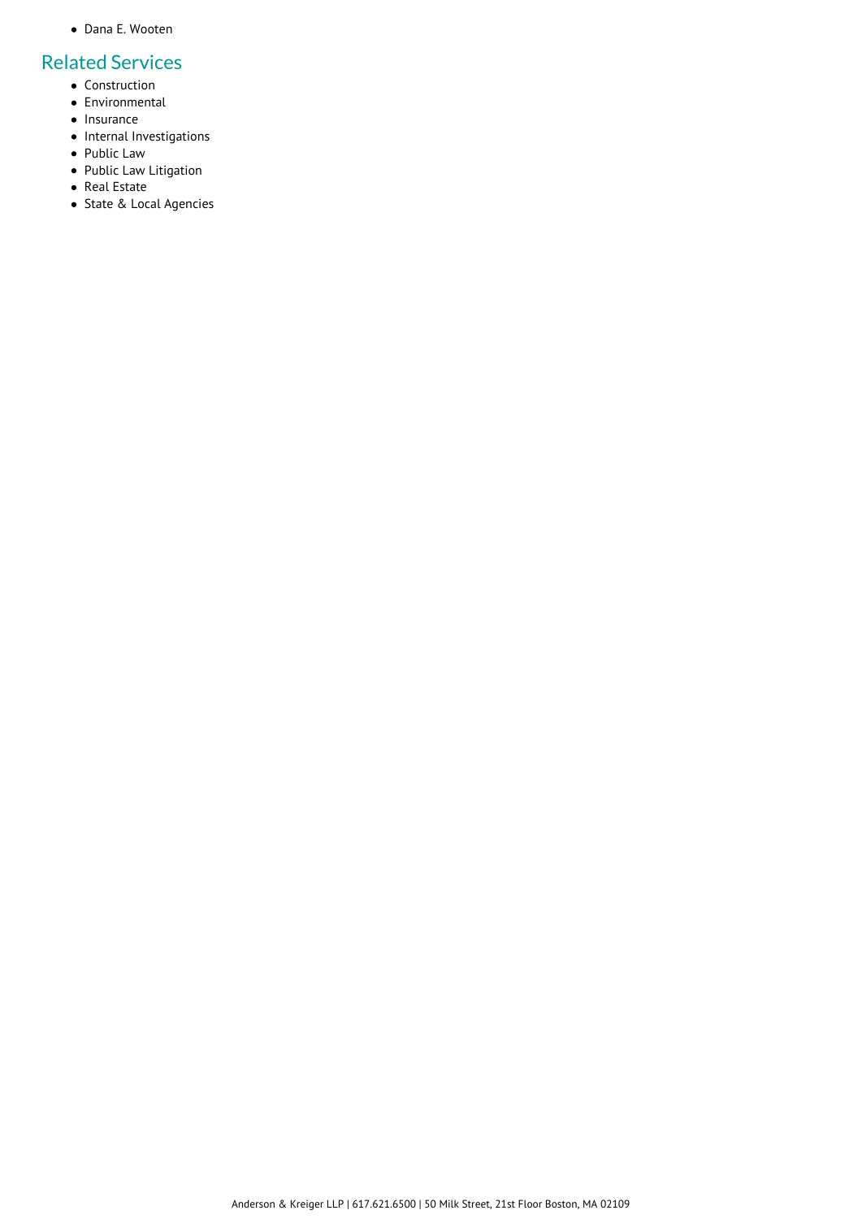- Dana E. Wooten

## Related Services

- Construction
- Environmental
- Insurance
- Internal Investigations
- Public Law
- Public Law Litigation
- Real Estate
- State & Local Agencies